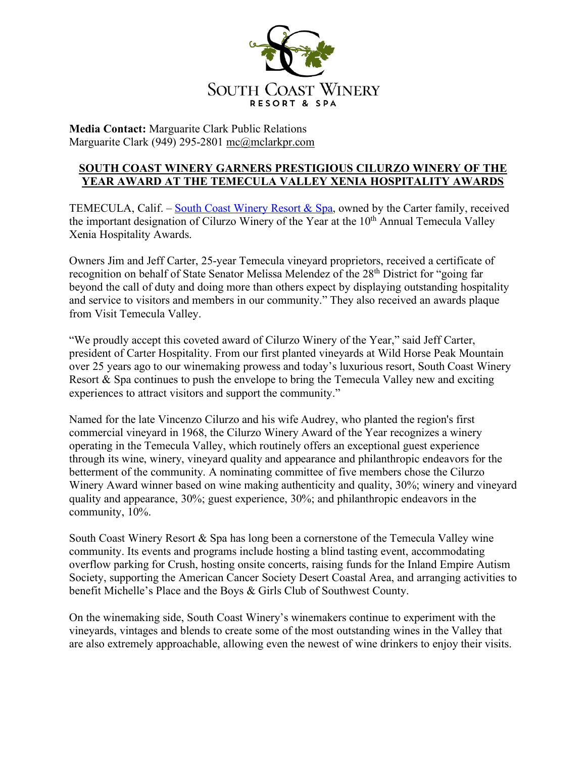SOUTH COAST WINERY
RESORT & SPA

**Media Contact:** Marguarite Clark Public Relations
Marguarite Clark (949) 295-2801 mc@mclarkpr.com

## SOUTH COAST WINERY GARNERS PRESTIGIOUS CILURZO WINERY OF THE YEAR AWARD AT THE TEMECULA VALLEY XENIA HOSPITALITY AWARDS

TEMECULA, Calif. – South Coast Winery Resort & Spa, owned by the Carter family, received the important designation of Cilurzo Winery of the Year at the 10th Annual Temecula Valley Xenia Hospitality Awards.

Owners Jim and Jeff Carter, 25-year Temecula vineyard proprietors, received a certificate of recognition on behalf of State Senator Melissa Melendez of the 28th District for "going far beyond the call of duty and doing more than others expect by displaying outstanding hospitality and service to visitors and members in our community." They also received an awards plaque from Visit Temecula Valley.

"We proudly accept this coveted award of Cilurzo Winery of the Year," said Jeff Carter, president of Carter Hospitality. From our first planted vineyards at Wild Horse Peak Mountain over 25 years ago to our winemaking prowess and today's luxurious resort, South Coast Winery Resort & Spa continues to push the envelope to bring the Temecula Valley new and exciting experiences to attract visitors and support the community."

Named for the late Vincenzo Cilurzo and his wife Audrey, who planted the region's first commercial vineyard in 1968, the Cilurzo Winery Award of the Year recognizes a winery operating in the Temecula Valley, which routinely offers an exceptional guest experience through its wine, winery, vineyard quality and appearance and philanthropic endeavors for the betterment of the community. A nominating committee of five members chose the Cilurzo Winery Award winner based on wine making authenticity and quality, 30%; winery and vineyard quality and appearance, 30%; guest experience, 30%; and philanthropic endeavors in the community, 10%.

South Coast Winery Resort & Spa has long been a cornerstone of the Temecula Valley wine community. Its events and programs include hosting a blind tasting event, accommodating overflow parking for Crush, hosting onsite concerts, raising funds for the Inland Empire Autism Society, supporting the American Cancer Society Desert Coastal Area, and arranging activities to benefit Michelle's Place and the Boys & Girls Club of Southwest County.

On the winemaking side, South Coast Winery's winemakers continue to experiment with the vineyards, vintages and blends to create some of the most outstanding wines in the Valley that are also extremely approachable, allowing even the newest of wine drinkers to enjoy their visits.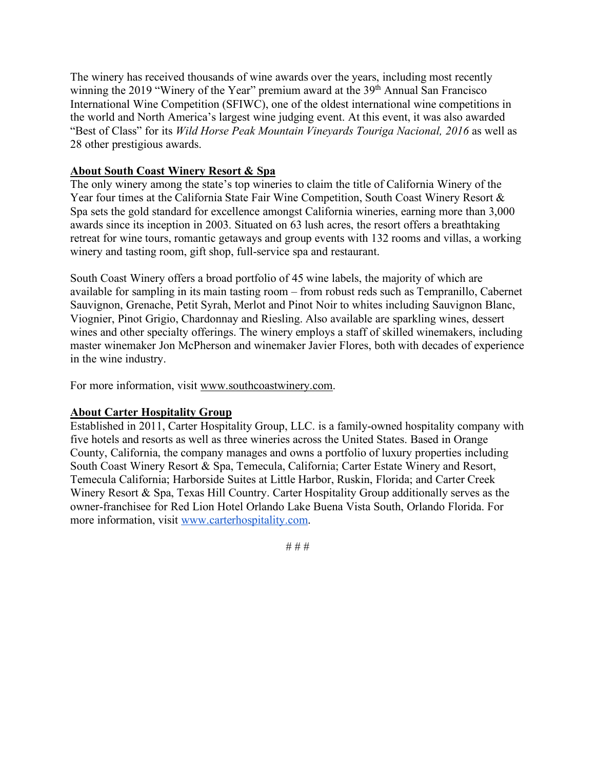The winery has received thousands of wine awards over the years, including most recently winning the 2019 "Winery of the Year" premium award at the 39th Annual San Francisco International Wine Competition (SFIWC), one of the oldest international wine competitions in the world and North America's largest wine judging event. At this event, it was also awarded "Best of Class" for its *Wild Horse Peak Mountain Vineyards Touriga Nacional, 2016* as well as 28 other prestigious awards.

**About South Coast Winery Resort & Spa**

The only winery among the state's top wineries to claim the title of California Winery of the Year four times at the California State Fair Wine Competition, South Coast Winery Resort & Spa sets the gold standard for excellence amongst California wineries, earning more than 3,000 awards since its inception in 2003. Situated on 63 lush acres, the resort offers a breathtaking retreat for wine tours, romantic getaways and group events with 132 rooms and villas, a working winery and tasting room, gift shop, full-service spa and restaurant.

South Coast Winery offers a broad portfolio of 45 wine labels, the majority of which are available for sampling in its main tasting room – from robust reds such as Tempranillo, Cabernet Sauvignon, Grenache, Petit Syrah, Merlot and Pinot Noir to whites including Sauvignon Blanc, Viognier, Pinot Grigio, Chardonnay and Riesling. Also available are sparkling wines, dessert wines and other specialty offerings. The winery employs a staff of skilled winemakers, including master winemaker Jon McPherson and winemaker Javier Flores, both with decades of experience in the wine industry.

For more information, visit www.southcoastwinery.com.

**About Carter Hospitality Group**

Established in 2011, Carter Hospitality Group, LLC. is a family-owned hospitality company with five hotels and resorts as well as three wineries across the United States. Based in Orange County, California, the company manages and owns a portfolio of luxury properties including South Coast Winery Resort & Spa, Temecula, California; Carter Estate Winery and Resort, Temecula California; Harborside Suites at Little Harbor, Ruskin, Florida; and Carter Creek Winery Resort & Spa, Texas Hill Country. Carter Hospitality Group additionally serves as the owner-franchisee for Red Lion Hotel Orlando Lake Buena Vista South, Orlando Florida. For more information, visit www.carterhospitality.com.

# # #